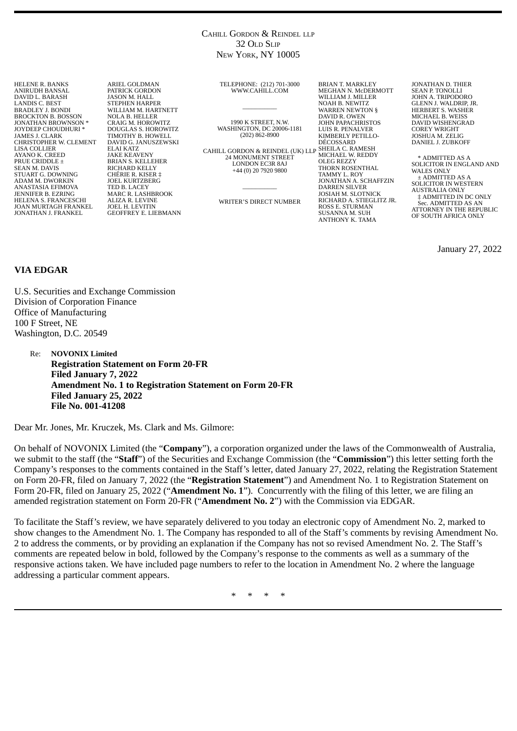CAHILL GORDON & REINDEL LLP
32 OLD SLIP
NEW YORK, NY 10005

HELENE R. BANKS
ANIRUDH BANSAL
DAVID L. BARASH
LANDIS C. BEST
BRADLEY J. BONDI
BROCKTON B. BOSSON
JONATHAN BROWNSON *
JOYDEEP CHOUDHURI *
JAMES J. CLARK
CHRISTOPHER W. CLEMENT
LISA COLLIER
AYANO K. CREED
PRUE CRIDDLE ±
SEAN M. DAVIS
STUART G. DOWNING
ADAM M. DWORKIN
ANASTASIA EFIMOVA
JENNIFER B. EZRING
HELENA S. FRANCESCHI
JOAN MURTAGH FRANKEL
JONATHAN J. FRANKEL

ARIEL GOLDMAN
PATRICK GORDON
JASON M. HALL
STEPHEN HARPER
WILLIAM M. HARTNETT
NOLA B. HELLER
CRAIG M. HOROWITZ
DOUGLAS S. HOROWITZ
TIMOTHY B. HOWELL
DAVID G. JANUSZEWSKI
ELAI KATZ
JAKE KEAVENY
BRIAN S. KELLEHER
RICHARD KELLY
CHÉRIE R. KISER ‡
JOEL KURTZBERG
TED B. LACEY
MARC R. LASHBROOK
ALIZA R. LEVINE
JOEL H. LEVITIN
GEOFFREY E. LIEBMANN

TELEPHONE: (212) 701-3000
WWW.CAHILL.COM

1990 K STREET, N.W.
WASHINGTON, DC 20006-1181
(202) 862-8900

CAHILL GORDON & REINDEL (UK) LLP
24 MONUMENT STREET
LONDON EC3R 8AJ
+44 (0) 20 7920 9800

WRITER'S DIRECT NUMBER

BRIAN T. MARKLEY
MEGHAN N. McDERMOTT
WILLIAM J. MILLER
NOAH B. NEWITZ
WARREN NEWTON §
DAVID R. OWEN
JOHN PAPACHRISTOS
LUIS R. PENALVER
KIMBERLY PETILLO-DÉCOSSARD
SHEILA C. RAMESH
MICHAEL W. REDDY
OLEG REZZY
THORN ROSENTHAL
TAMMY L. ROY
JONATHAN A. SCHAFFZIN
DARREN SILVER
JOSIAH M. SLOTNICK
RICHARD A. STIEGLITZ JR.
ROSS E. STURMAN
SUSANNA M. SUH
ANTHONY K. TAMA

JONATHAN D. THIER
SEAN P. TONOLLI
JOHN A. TRIPODORO
GLENN J. WALDRIP, JR.
HERBERT S. WASHER
MICHAEL B. WEISS
DAVID WISHENGRAD
COREY WRIGHT
JOSHUA M. ZELIG
DANIEL J. ZUBKOFF

* ADMITTED AS A SOLICITOR IN ENGLAND AND WALES ONLY
± ADMITTED AS A SOLICITOR IN WESTERN AUSTRALIA ONLY
‡ ADMITTED IN DC ONLY
Sec. ADMITTED AS AN ATTORNEY IN THE REPUBLIC OF SOUTH AFRICA ONLY

January 27, 2022

**VIA EDGAR**

U.S. Securities and Exchange Commission
Division of Corporation Finance
Office of Manufacturing
100 F Street, NE
Washington, D.C. 20549

Re: **NOVONIX Limited**
**Registration Statement on Form 20-FR**
**Filed January 7, 2022**
**Amendment No. 1 to Registration Statement on Form 20-FR**
**Filed January 25, 2022**
**File No. 001-41208**

Dear Mr. Jones, Mr. Kruczek, Ms. Clark and Ms. Gilmore:

On behalf of NOVONIX Limited (the "**Company**"), a corporation organized under the laws of the Commonwealth of Australia, we submit to the staff (the "**Staff**") of the Securities and Exchange Commission (the "**Commission**") this letter setting forth the Company's responses to the comments contained in the Staff's letter, dated January 27, 2022, relating the Registration Statement on Form 20-FR, filed on January 7, 2022 (the "**Registration Statement**") and Amendment No. 1 to Registration Statement on Form 20-FR, filed on January 25, 2022 ("**Amendment No. 1**"). Concurrently with the filing of this letter, we are filing an amended registration statement on Form 20-FR ("**Amendment No. 2**") with the Commission via EDGAR.

To facilitate the Staff's review, we have separately delivered to you today an electronic copy of Amendment No. 2, marked to show changes to the Amendment No. 1. The Company has responded to all of the Staff's comments by revising Amendment No. 2 to address the comments, or by providing an explanation if the Company has not so revised Amendment No. 2. The Staff's comments are repeated below in bold, followed by the Company's response to the comments as well as a summary of the responsive actions taken. We have included page numbers to refer to the location in Amendment No. 2 where the language addressing a particular comment appears.

\* \* \* \*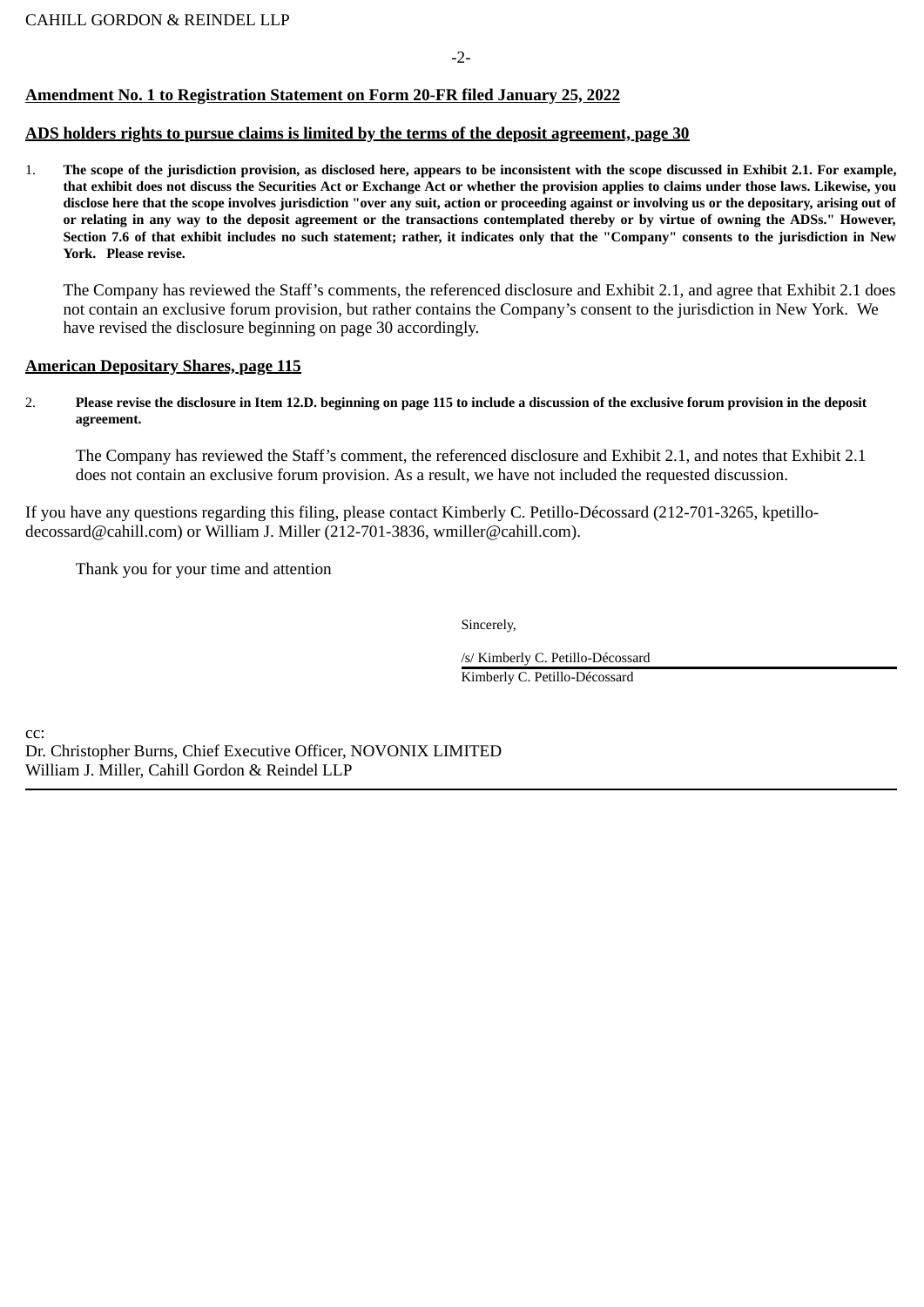**Amendment No. 1 to Registration Statement on Form 20-FR filed January 25, 2022**

**ADS holders rights to pursue claims is limited by the terms of the deposit agreement, page 30**

1. **The scope of the jurisdiction provision, as disclosed here, appears to be inconsistent with the scope discussed in Exhibit 2.1. For example, that exhibit does not discuss the Securities Act or Exchange Act or whether the provision applies to claims under those laws. Likewise, you disclose here that the scope involves jurisdiction "over any suit, action or proceeding against or involving us or the depositary, arising out of or relating in any way to the deposit agreement or the transactions contemplated thereby or by virtue of owning the ADSs." However, Section 7.6 of that exhibit includes no such statement; rather, it indicates only that the "Company" consents to the jurisdiction in New York. Please revise.**

   The Company has reviewed the Staff's comments, the referenced disclosure and Exhibit 2.1, and agree that Exhibit 2.1 does not contain an exclusive forum provision, but rather contains the Company's consent to the jurisdiction in New York. We have revised the disclosure beginning on page 30 accordingly.

**American Depositary Shares, page 115**

2. **Please revise the disclosure in Item 12.D. beginning on page 115 to include a discussion of the exclusive forum provision in the deposit agreement.**

   The Company has reviewed the Staff's comment, the referenced disclosure and Exhibit 2.1, and notes that Exhibit 2.1 does not contain an exclusive forum provision. As a result, we have not included the requested discussion.

If you have any questions regarding this filing, please contact Kimberly C. Petillo-Décossard (212-701-3265, kpetillo-decossard@cahill.com) or William J. Miller (212-701-3836, wmiller@cahill.com).

Thank you for your time and attention

Sincerely,

/s/ Kimberly C. Petillo-Décossard

Kimberly C. Petillo-Décossard

cc:
Dr. Christopher Burns, Chief Executive Officer, NOVONIX LIMITED
William J. Miller, Cahill Gordon & Reindel LLP